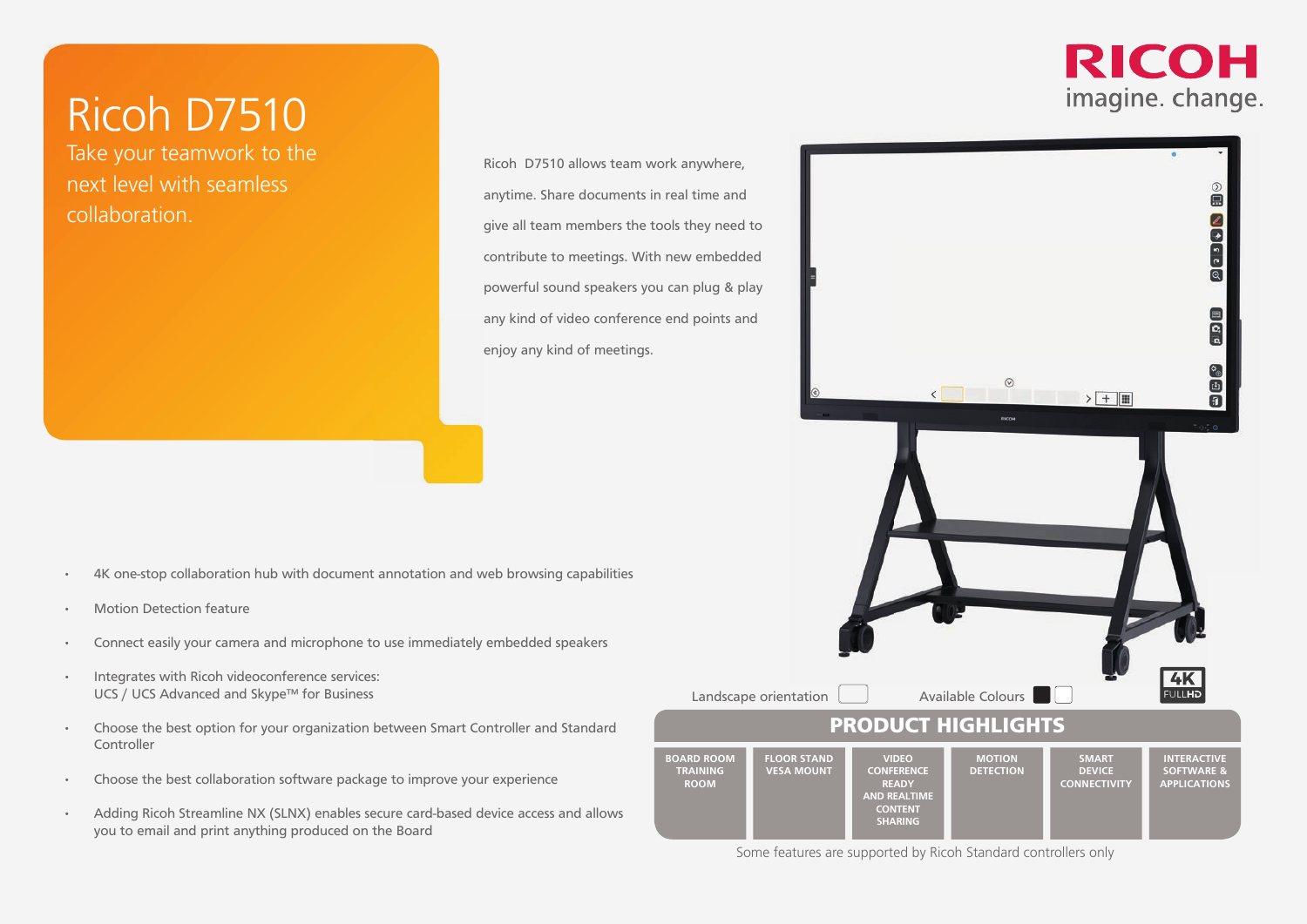# Ricoh D7510

Take your teamwork to the next level with seamless collaboration.

RICOH
imagine. change.

Ricoh D7510 allows team work anywhere, anytime. Share documents in real time and give all team members the tools they need to contribute to meetings. With new embedded powerful sound speakers you can plug & play any kind of video conference end points and enjoy any kind of meetings.

- 4K one-stop collaboration hub with document annotation and web browsing capabilities
- Motion Detection feature
- Connect easily your camera and microphone to use immediately embedded speakers
- Integrates with Ricoh videoconference services: UCS / UCS Advanced and Skype™ for Business
- Choose the best option for your organization between Smart Controller and Standard Controller
- Choose the best collaboration software package to improve your experience
- Adding Ricoh Streamline NX (SLNX) enables secure card-based device access and allows you to email and print anything produced on the Board

Landscape orientation

Available Colours

4K FULLHD

## PRODUCT HIGHLIGHTS

| BOARD ROOM TRAINING ROOM | FLOOR STAND VESA MOUNT | VIDEO CONFERENCE READY AND REALTIME CONTENT SHARING | MOTION DETECTION | SMART DEVICE CONNECTIVITY | INTERACTIVE SOFTWARE & APPLICATIONS |
|---|---|---|---|---|---|

Some features are supported by Ricoh Standard controllers only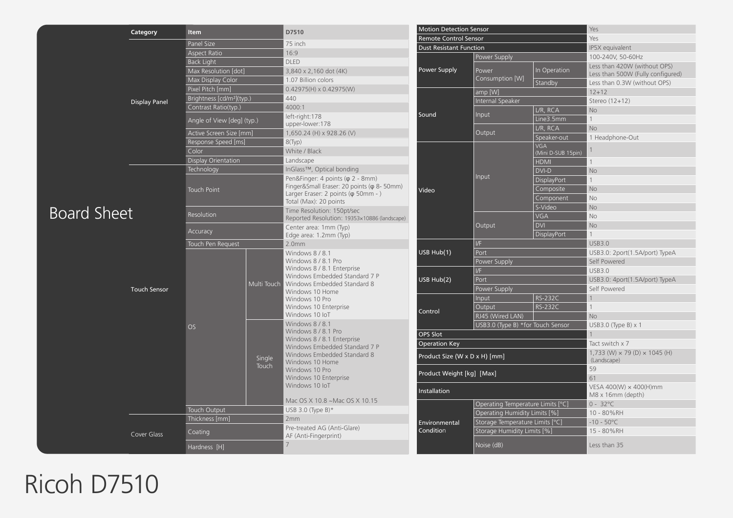# Board Sheet

| Category | Item | | D7510 |
|---|---|---|---|
| Display Panel | Panel Size | | 75 inch |
| | Aspect Ratio | | 16:9 |
| | Back Light | | DLED |
| | Max Resolution [dot] | | 3,840 x 2,160 dot (4K) |
| | Max Display Color | | 1.07 Billion colors |
| | Pixel Pitch [mm] | | 0.42975(H) x 0.42975(W) |
| | Brightness [cd/m²](typ.) | | 440 |
| | Contrast Ratio(typ.) | | 4000:1 |
| | Angle of View [deg] (typ.) | | left-right:178<br>upper-lower:178 |
| | Active Screen Size [mm] | | 1,650.24 (H) x 928.26 (V) |
| | Response Speed [ms] | | 8(Typ) |
| | Color | | White / Black |
| | Display Orientation | | Landscape |
| Touch Sensor | Technology | | InGlass™, Optical bonding |
| | Touch Point | | Pen&Finger: 4 points (φ 2 - 8mm)<br>Finger&Small Eraser: 20 points (φ 8- 50mm)<br>Larger Eraser: 2 points (φ 50mm - )<br>Total (Max): 20 points |
| | Resolution | | Time Resolution: 150pt/sec<br>Reported Resolution: 19353x10886 (landscape) |
| | Accuracy | | Center area: 1mm (Typ)<br>Edge area: 1.2mm (Typ) |
| | Touch Pen Request | | 2.0mm |
| | OS | Multi Touch | Windows 8 / 8.1<br>Windows 8 / 8.1 Pro<br>Windows 8 / 8.1 Enterprise<br>Windows Embedded Standard 7 P<br>Windows Embedded Standard 8<br>Windows 10 Home<br>Windows 10 Pro<br>Windows 10 Enterprise<br>Windows 10 IoT |
| | | Single Touch | Windows 8 / 8.1<br>Windows 8 / 8.1 Pro<br>Windows 8 / 8.1 Enterprise<br>Windows Embedded Standard 7 P<br>Windows Embedded Standard 8<br>Windows 10 Home<br>Windows 10 Pro<br>Windows 10 Enterprise<br>Windows 10 IoT<br><br>Mac OS X 10.8 ~Mac OS X 10.15 |
| | Touch Output | | USB 3.0 (Type B)* |
| Cover Glass | Thickness [mm] | | 2mm |
| | Coating | | Pre-treated AG (Anti-Glare)<br>AF (Anti-Fingerprint) |
| | Hardness [H] | | 7 |

| Category | Item | | D7510 |
|---|---|---|---|
| Motion Detection Sensor | | | Yes |
| Remote Control Sensor | | | Yes |
| Dust Resistant Function | | | IP5X equivalent |
| Power Supply | Power Supply | | 100-240V, 50-60Hz |
| | Power Consumption [W] | In Operation | Less than 420W (without OPS)<br>Less than 500W (Fully configured) |
| | | Standby | Less than 0.3W (without OPS) |
| Sound | amp [W] | | 12+12 |
| | Internal Speaker | | Stereo (12+12) |
| | Input | L/R, RCA | No |
| | | Line3.5mm | 1 |
| | Output | L/R, RCA | No |
| | | Speaker-out | 1 Headphone-Out |
| Video | Input | VGA (Mini D-SUB 15pin) | 1 |
| | | HDMI | 1 |
| | | DVI-D | No |
| | | DisplayPort | 1 |
| | | Composite | No |
| | | Component | No |
| | | S-Video | No |
| | Output | VGA | No |
| | | DVI | No |
| | | DisplayPort | 1 |
| USB Hub(1) | I/F | | USB3.0 |
| | Port | | USB3.0: 2port(1.5A/port) TypeA |
| | Power Supply | | Self Powered |
| USB Hub(2) | I/F | | USB3.0 |
| | Port | | USB3.0: 4port(1.5A/port) TypeA |
| | Power Supply | | Self Powered |
| Control | Input | RS-232C | 1 |
| | Output | RS-232C | 1 |
| | RJ45 (Wired LAN) | | No |
| | USB3.0 (Type B) *for Touch Sensor | | USB3.0 (Type B) x 1 |
| OPS Slot | | | 1 |
| Operation Key | | | Tact switch x 7 |
| Product Size (W x D x H) [mm] | | | 1,733 (W) × 79 (D) × 1045 (H) (Landscape) |
| Product Weight [kg] [Max] | | | 59<br>61 |
| Installation | | | VESA 400(W) × 400(H)mm<br>M8 x 16mm (depth) |
| Environmental Condition | Operating Temperature Limits [°C] | | 0 - 32°C |
| | Operating Humidity Limits [%] | | 10 - 80%RH |
| | Storage Temperature Limits [°C] | | -10 - 50°C |
| | Storage Humidity Limits [%] | | 15 - 80%RH |
| | Noise (dB) | | Less than 35 |

Ricoh D7510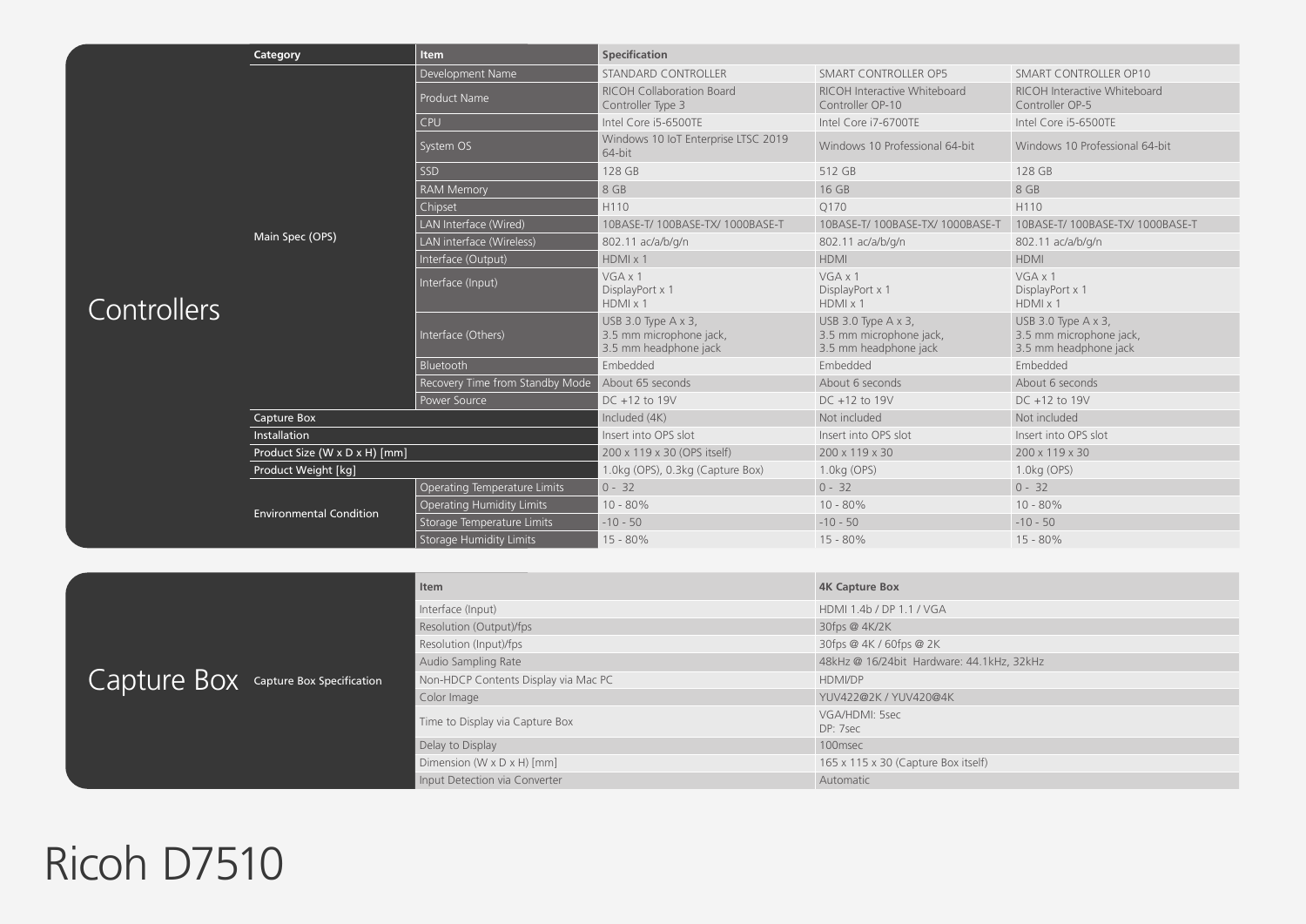## Controllers

| Category | Item | Specification | | |
|---|---|---|---|---|
| Main Spec (OPS) | Development Name | STANDARD CONTROLLER | SMART CONTROLLER OP5 | SMART CONTROLLER OP10 |
| | Product Name | RICOH Collaboration Board Controller Type 3 | RICOH Interactive Whiteboard Controller OP-10 | RICOH Interactive Whiteboard Controller OP-5 |
| | CPU | Intel Core i5-6500TE | Intel Core i7-6700TE | Intel Core i5-6500TE |
| | System OS | Windows 10 IoT Enterprise LTSC 2019 64-bit | Windows 10 Professional 64-bit | Windows 10 Professional 64-bit |
| | SSD | 128 GB | 512 GB | 128 GB |
| | RAM Memory | 8 GB | 16 GB | 8 GB |
| | Chipset | H110 | Q170 | H110 |
| | LAN Interface (Wired) | 10BASE-T/ 100BASE-TX/ 1000BASE-T | 10BASE-T/ 100BASE-TX/ 1000BASE-T | 10BASE-T/ 100BASE-TX/ 1000BASE-T |
| | LAN interface (Wireless) | 802.11 ac/a/b/g/n | 802.11 ac/a/b/g/n | 802.11 ac/a/b/g/n |
| | Interface (Output) | HDMI x 1 | HDMI | HDMI |
| | Interface (Input) | VGA x 1<br>DisplayPort x 1<br>HDMI x 1 | VGA x 1<br>DisplayPort x 1<br>HDMI x 1 | VGA x 1<br>DisplayPort x 1<br>HDMI x 1 |
| | Interface (Others) | USB 3.0 Type A x 3,<br>3.5 mm microphone jack,<br>3.5 mm headphone jack | USB 3.0 Type A x 3,<br>3.5 mm microphone jack,<br>3.5 mm headphone jack | USB 3.0 Type A x 3,<br>3.5 mm microphone jack,<br>3.5 mm headphone jack |
| | Bluetooth | Embedded | Embedded | Embedded |
| | Recovery Time from Standby Mode | About 65 seconds | About 6 seconds | About 6 seconds |
| | Power Source | DC +12 to 19V | DC +12 to 19V | DC +12 to 19V |
| Capture Box | | Included (4K) | Not included | Not included |
| Installation | | Insert into OPS slot | Insert into OPS slot | Insert into OPS slot |
| Product Size (W x D x H) [mm] | | 200 x 119 x 30 (OPS itself) | 200 x 119 x 30 | 200 x 119 x 30 |
| Product Weight [kg] | | 1.0kg (OPS), 0.3kg (Capture Box) | 1.0kg (OPS) | 1.0kg (OPS) |
| Environmental Condition | Operating Temperature Limits | 0 - 32 | 0 - 32 | 0 - 32 |
| | Operating Humidity Limits | 10 - 80% | 10 - 80% | 10 - 80% |
| | Storage Temperature Limits | -10 - 50 | -10 - 50 | -10 - 50 |
| | Storage Humidity Limits | 15 - 80% | 15 - 80% | 15 - 80% |

## Capture Box

| Category | Item | 4K Capture Box |
|---|---|---|
| Capture Box Specification | Interface (Input) | HDMI 1.4b / DP 1.1 / VGA |
| | Resolution (Output)/fps | 30fps @ 4K/2K |
| | Resolution (Input)/fps | 30fps @ 4K / 60fps @ 2K |
| | Audio Sampling Rate | 48kHz @ 16/24bit Hardware: 44.1kHz, 32kHz |
| | Non-HDCP Contents Display via Mac PC | HDMI/DP |
| | Color Image | YUV422@2K / YUV420@4K |
| | Time to Display via Capture Box | VGA/HDMI: 5sec<br>DP: 7sec |
| | Delay to Display | 100msec |
| | Dimension (W x D x H) [mm] | 165 x 115 x 30 (Capture Box itself) |
| | Input Detection via Converter | Automatic |

# Ricoh D7510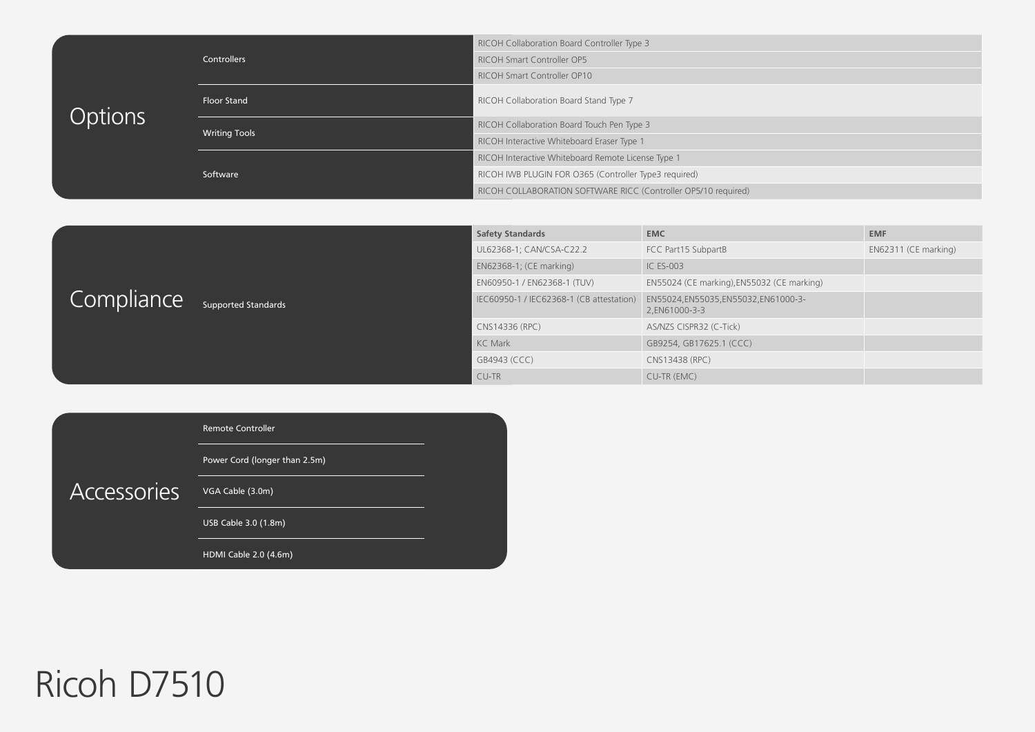## Options

| Category | Option |
|---|---|
| Controllers | RICOH Collaboration Board Controller Type 3 |
| | RICOH Smart Controller OP5 |
| | RICOH Smart Controller OP10 |
| Floor Stand | RICOH Collaboration Board Stand Type 7 |
| Writing Tools | RICOH Collaboration Board Touch Pen Type 3 |
| | RICOH Interactive Whiteboard Eraser Type 1 |
| Software | RICOH Interactive Whiteboard Remote License Type 1 |
| | RICOH IWB PLUGIN FOR O365 (Controller Type3 required) |
| | RICOH COLLABORATION SOFTWARE RICC (Controller OP5/10 required) |

## Compliance

Supported Standards

| Safety Standards | EMC | EMF |
|---|---|---|
| UL62368-1; CAN/CSA-C22.2 | FCC Part15 SubpartB | EN62311 (CE marking) |
| EN62368-1; (CE marking) | IC ES-003 | |
| EN60950-1 / EN62368-1 (TUV) | EN55024 (CE marking),EN55032 (CE marking) | |
| IEC60950-1 / IEC62368-1 (CB attestation) | EN55024,EN55035,EN55032,EN61000-3-2,EN61000-3-3 | |
| CNS14336 (RPC) | AS/NZS CISPR32 (C-Tick) | |
| KC Mark | GB9254, GB17625.1 (CCC) | |
| GB4943 (CCC) | CNS13438 (RPC) | |
| CU-TR | CU-TR (EMC) | |

## Accessories

- Remote Controller
- Power Cord (longer than 2.5m)
- VGA Cable (3.0m)
- USB Cable 3.0 (1.8m)
- HDMI Cable 2.0 (4.6m)

# Ricoh D7510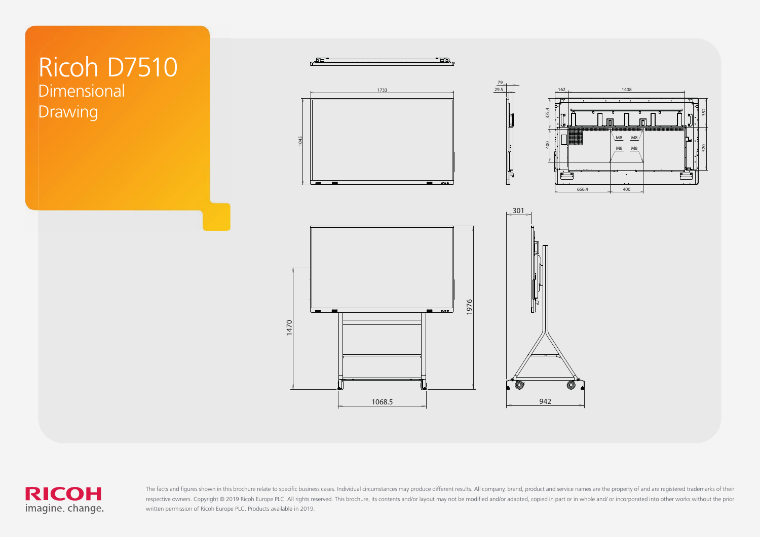# Ricoh D7510

## Dimensional Drawing

1733

1045

79

29.5

162

1408

375.4

400

352

520

M8 M8

M8 M8

666.4

400

301

1470

1976

1068.5

942

**RICOH**
imagine. change.

The facts and figures shown in this brochure relate to specific business cases. Individual circumstances may produce different results. All company, brand, product and service names are the property of and are registered trademarks of their respective owners. Copyright © 2019 Ricoh Europe PLC. All rights reserved. This brochure, its contents and/or layout may not be modified and/or adapted, copied in part or in whole and/ or incorporated into other works without the prior written permission of Ricoh Europe PLC. Products available in 2019.